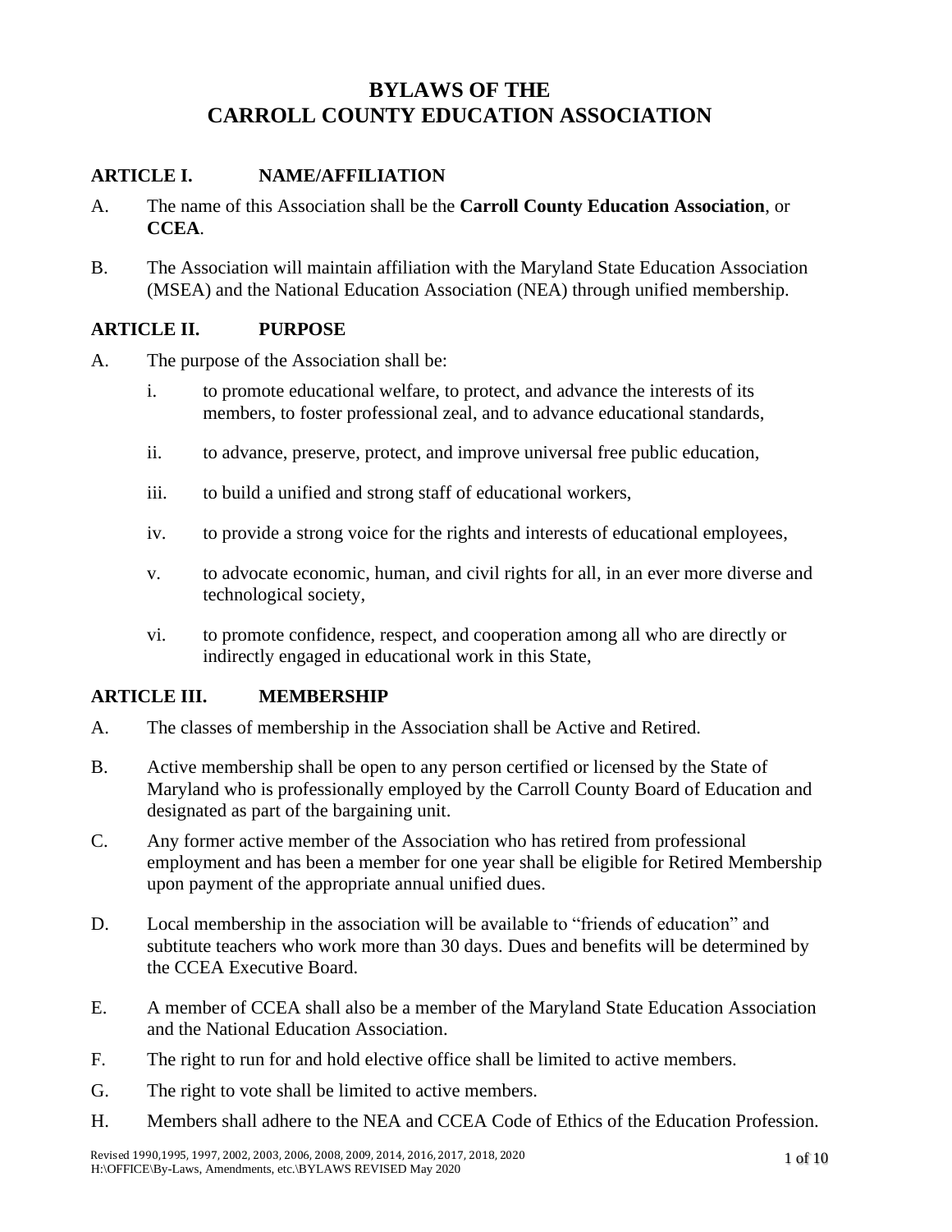# BYLAWS OF THE CARROLL COUNTY EDUCATION ASSOCIATION

## ARTICLE I. NAME/AFFILIATION

A. The name of this Association shall be the **Carroll County Education Association**, or **CCEA**.

B. The Association will maintain affiliation with the Maryland State Education Association (MSEA) and the National Education Association (NEA) through unified membership.

## ARTICLE II. PURPOSE

A. The purpose of the Association shall be:

   i. to promote educational welfare, to protect, and advance the interests of its members, to foster professional zeal, and to advance educational standards,

   ii. to advance, preserve, protect, and improve universal free public education,

   iii. to build a unified and strong staff of educational workers,

   iv. to provide a strong voice for the rights and interests of educational employees,

   v. to advocate economic, human, and civil rights for all, in an ever more diverse and technological society,

   vi. to promote confidence, respect, and cooperation among all who are directly or indirectly engaged in educational work in this State,

## ARTICLE III. MEMBERSHIP

A. The classes of membership in the Association shall be Active and Retired.

B. Active membership shall be open to any person certified or licensed by the State of Maryland who is professionally employed by the Carroll County Board of Education and designated as part of the bargaining unit.

C. Any former active member of the Association who has retired from professional employment and has been a member for one year shall be eligible for Retired Membership upon payment of the appropriate annual unified dues.

D. Local membership in the association will be available to "friends of education" and subtitute teachers who work more than 30 days. Dues and benefits will be determined by the CCEA Executive Board.

E. A member of CCEA shall also be a member of the Maryland State Education Association and the National Education Association.

F. The right to run for and hold elective office shall be limited to active members.

G. The right to vote shall be limited to active members.

H. Members shall adhere to the NEA and CCEA Code of Ethics of the Education Profession.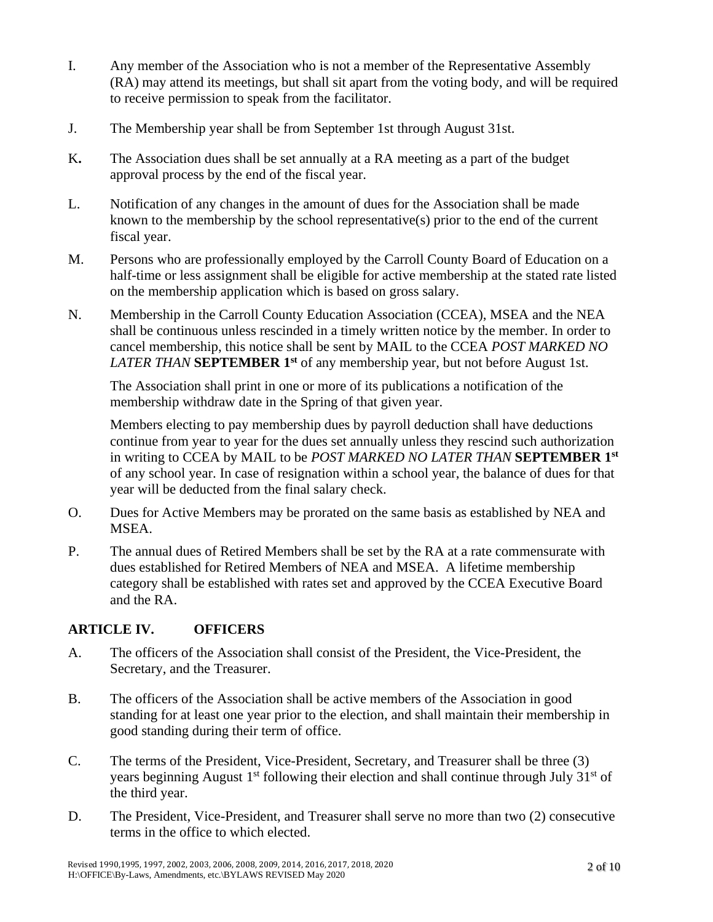I. Any member of the Association who is not a member of the Representative Assembly (RA) may attend its meetings, but shall sit apart from the voting body, and will be required to receive permission to speak from the facilitator.

J. The Membership year shall be from September 1st through August 31st.

K**.** The Association dues shall be set annually at a RA meeting as a part of the budget approval process by the end of the fiscal year.

L. Notification of any changes in the amount of dues for the Association shall be made known to the membership by the school representative(s) prior to the end of the current fiscal year.

M. Persons who are professionally employed by the Carroll County Board of Education on a half-time or less assignment shall be eligible for active membership at the stated rate listed on the membership application which is based on gross salary.

N. Membership in the Carroll County Education Association (CCEA), MSEA and the NEA shall be continuous unless rescinded in a timely written notice by the member. In order to cancel membership, this notice shall be sent by MAIL to the CCEA *POST MARKED NO LATER THAN* **SEPTEMBER 1st** of any membership year, but not before August 1st.

The Association shall print in one or more of its publications a notification of the membership withdraw date in the Spring of that given year.

Members electing to pay membership dues by payroll deduction shall have deductions continue from year to year for the dues set annually unless they rescind such authorization in writing to CCEA by MAIL to be *POST MARKED NO LATER THAN* **SEPTEMBER 1st** of any school year. In case of resignation within a school year, the balance of dues for that year will be deducted from the final salary check.

O. Dues for Active Members may be prorated on the same basis as established by NEA and MSEA.

P. The annual dues of Retired Members shall be set by the RA at a rate commensurate with dues established for Retired Members of NEA and MSEA. A lifetime membership category shall be established with rates set and approved by the CCEA Executive Board and the RA.

## ARTICLE IV. OFFICERS

A. The officers of the Association shall consist of the President, the Vice-President, the Secretary, and the Treasurer.

B. The officers of the Association shall be active members of the Association in good standing for at least one year prior to the election, and shall maintain their membership in good standing during their term of office.

C. The terms of the President, Vice-President, Secretary, and Treasurer shall be three (3) years beginning August 1st following their election and shall continue through July 31st of the third year.

D. The President, Vice-President, and Treasurer shall serve no more than two (2) consecutive terms in the office to which elected.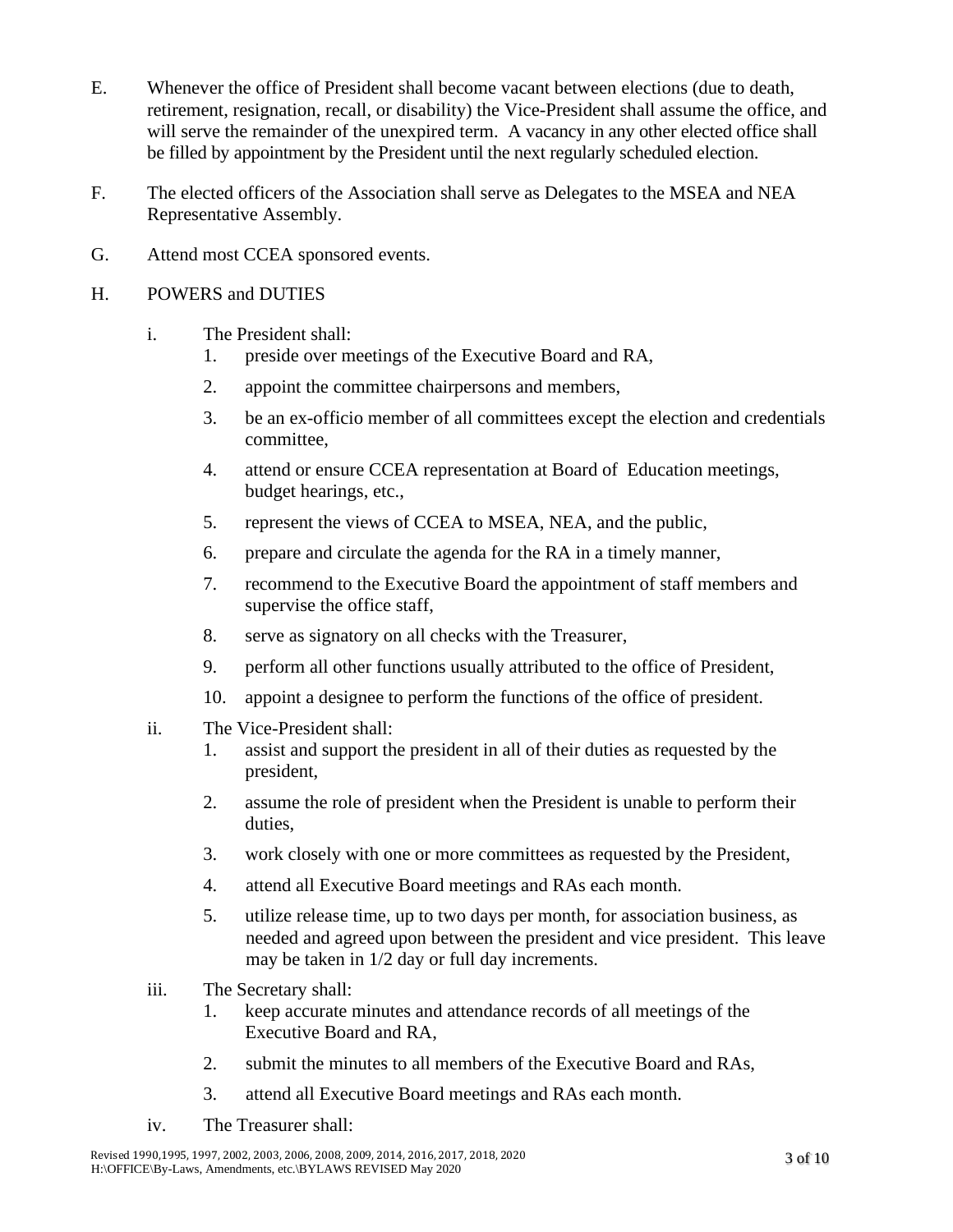E. Whenever the office of President shall become vacant between elections (due to death, retirement, resignation, recall, or disability) the Vice-President shall assume the office, and will serve the remainder of the unexpired term. A vacancy in any other elected office shall be filled by appointment by the President until the next regularly scheduled election.

F. The elected officers of the Association shall serve as Delegates to the MSEA and NEA Representative Assembly.

G. Attend most CCEA sponsored events.

H. POWERS and DUTIES

i. The President shall:

1. preside over meetings of the Executive Board and RA,
2. appoint the committee chairpersons and members,
3. be an ex-officio member of all committees except the election and credentials committee,
4. attend or ensure CCEA representation at Board of Education meetings, budget hearings, etc.,
5. represent the views of CCEA to MSEA, NEA, and the public,
6. prepare and circulate the agenda for the RA in a timely manner,
7. recommend to the Executive Board the appointment of staff members and supervise the office staff,
8. serve as signatory on all checks with the Treasurer,
9. perform all other functions usually attributed to the office of President,
10. appoint a designee to perform the functions of the office of president.

ii. The Vice-President shall:

1. assist and support the president in all of their duties as requested by the president,
2. assume the role of president when the President is unable to perform their duties,
3. work closely with one or more committees as requested by the President,
4. attend all Executive Board meetings and RAs each month.
5. utilize release time, up to two days per month, for association business, as needed and agreed upon between the president and vice president. This leave may be taken in 1/2 day or full day increments.

iii. The Secretary shall:

1. keep accurate minutes and attendance records of all meetings of the Executive Board and RA,
2. submit the minutes to all members of the Executive Board and RAs,
3. attend all Executive Board meetings and RAs each month.

iv. The Treasurer shall: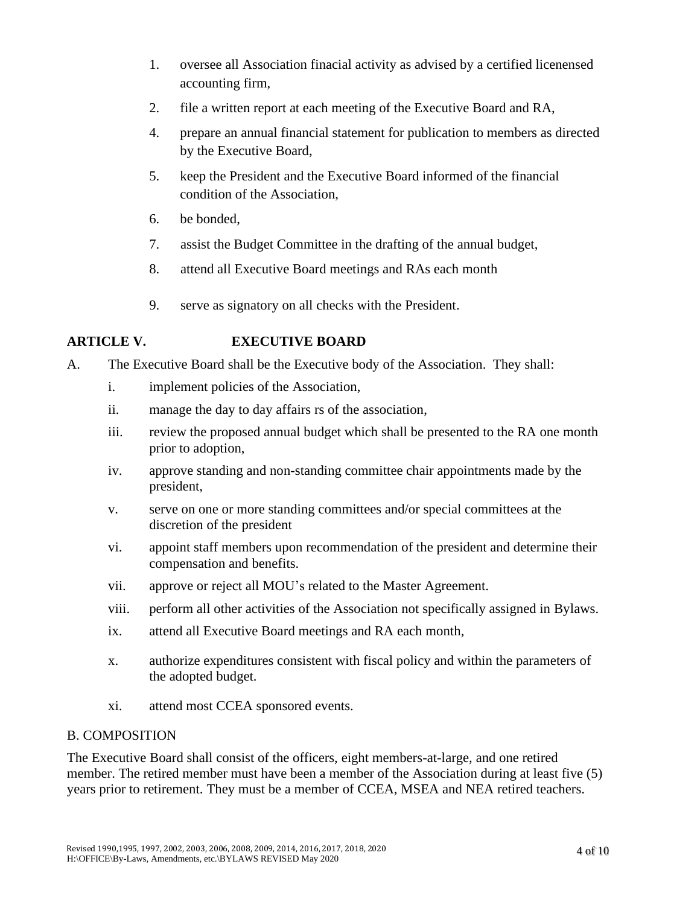1. oversee all Association finacial activity as advised by a certified licenensed accounting firm,
2. file a written report at each meeting of the Executive Board and RA,
4. prepare an annual financial statement for publication to members as directed by the Executive Board,
5. keep the President and the Executive Board informed of the financial condition of the Association,
6. be bonded,
7. assist the Budget Committee in the drafting of the annual budget,
8. attend all Executive Board meetings and RAs each month
9. serve as signatory on all checks with the President.

## ARTICLE V. EXECUTIVE BOARD

A. The Executive Board shall be the Executive body of the Association. They shall:

   i. implement policies of the Association,

   ii. manage the day to day affairs rs of the association,

   iii. review the proposed annual budget which shall be presented to the RA one month prior to adoption,

   iv. approve standing and non-standing committee chair appointments made by the president,

   v. serve on one or more standing committees and/or special committees at the discretion of the president

   vi. appoint staff members upon recommendation of the president and determine their compensation and benefits.

   vii. approve or reject all MOU's related to the Master Agreement.

   viii. perform all other activities of the Association not specifically assigned in Bylaws.

   ix. attend all Executive Board meetings and RA each month,

   x. authorize expenditures consistent with fiscal policy and within the parameters of the adopted budget.

   xi. attend most CCEA sponsored events.

B. COMPOSITION

The Executive Board shall consist of the officers, eight members-at-large, and one retired member. The retired member must have been a member of the Association during at least five (5) years prior to retirement. They must be a member of CCEA, MSEA and NEA retired teachers.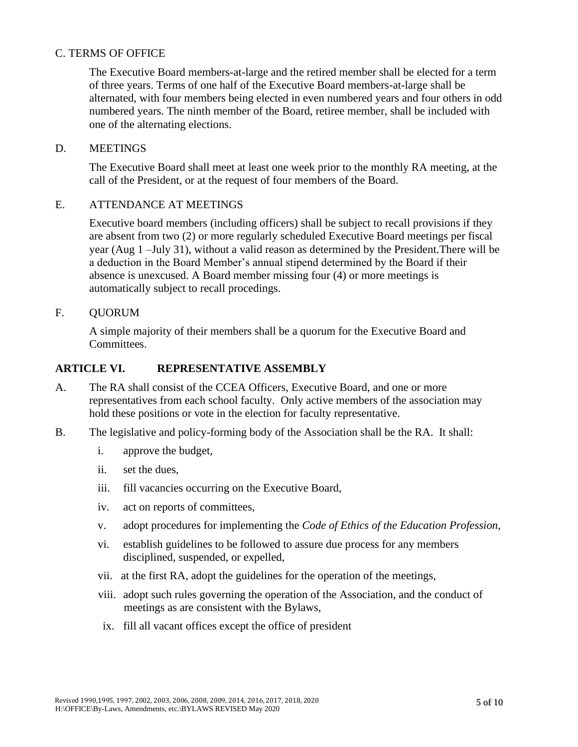### C. TERMS OF OFFICE

The Executive Board members-at-large and the retired member shall be elected for a term of three years. Terms of one half of the Executive Board members-at-large shall be alternated, with four members being elected in even numbered years and four others in odd numbered years. The ninth member of the Board, retiree member, shall be included with one of the alternating elections.

### D. MEETINGS

The Executive Board shall meet at least one week prior to the monthly RA meeting, at the call of the President, or at the request of four members of the Board.

### E. ATTENDANCE AT MEETINGS

Executive board members (including officers) shall be subject to recall provisions if they are absent from two (2) or more regularly scheduled Executive Board meetings per fiscal year (Aug 1 –July 31), without a valid reason as determined by the President.There will be a deduction in the Board Member's annual stipend determined by the Board if their absence is unexcused. A Board member missing four (4) or more meetings is automatically subject to recall procedings.

### F. QUORUM

A simple majority of their members shall be a quorum for the Executive Board and Committees.

## ARTICLE VI. REPRESENTATIVE ASSEMBLY

A. The RA shall consist of the CCEA Officers, Executive Board, and one or more representatives from each school faculty. Only active members of the association may hold these positions or vote in the election for faculty representative.

B. The legislative and policy-forming body of the Association shall be the RA. It shall:

i. approve the budget,

ii. set the dues,

iii. fill vacancies occurring on the Executive Board,

iv. act on reports of committees,

v. adopt procedures for implementing the *Code of Ethics of the Education Profession*,

vi. establish guidelines to be followed to assure due process for any members disciplined, suspended, or expelled,

vii. at the first RA, adopt the guidelines for the operation of the meetings,

viii. adopt such rules governing the operation of the Association, and the conduct of meetings as are consistent with the Bylaws,

ix. fill all vacant offices except the office of president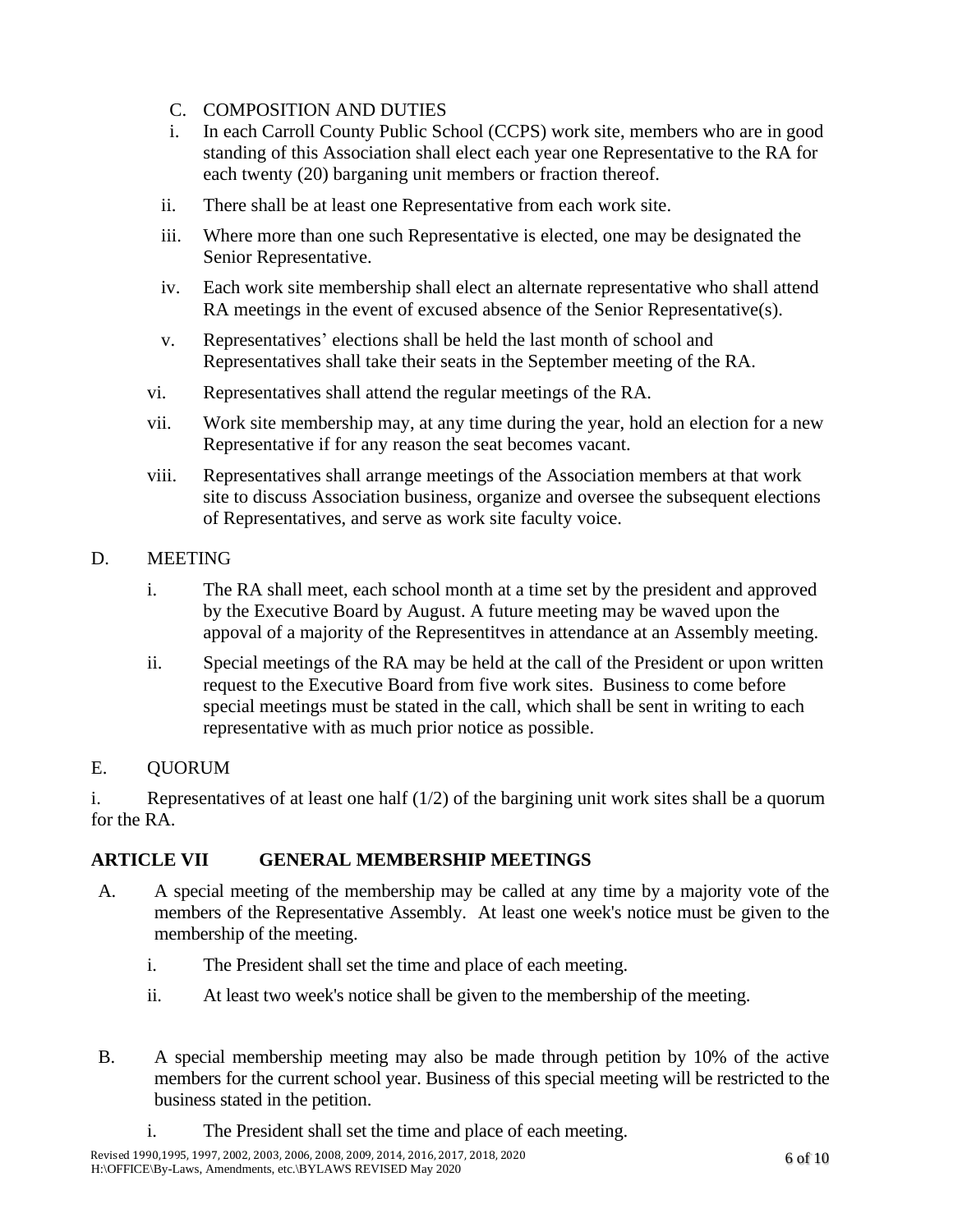C. COMPOSITION AND DUTIES

i. In each Carroll County Public School (CCPS) work site, members who are in good standing of this Association shall elect each year one Representative to the RA for each twenty (20) barganing unit members or fraction thereof.

ii. There shall be at least one Representative from each work site.

iii. Where more than one such Representative is elected, one may be designated the Senior Representative.

iv. Each work site membership shall elect an alternate representative who shall attend RA meetings in the event of excused absence of the Senior Representative(s).

v. Representatives' elections shall be held the last month of school and Representatives shall take their seats in the September meeting of the RA.

vi. Representatives shall attend the regular meetings of the RA.

vii. Work site membership may, at any time during the year, hold an election for a new Representative if for any reason the seat becomes vacant.

viii. Representatives shall arrange meetings of the Association members at that work site to discuss Association business, organize and oversee the subsequent elections of Representatives, and serve as work site faculty voice.

D. MEETING

i. The RA shall meet, each school month at a time set by the president and approved by the Executive Board by August. A future meeting may be waved upon the appoval of a majority of the Representitves in attendance at an Assembly meeting.

ii. Special meetings of the RA may be held at the call of the President or upon written request to the Executive Board from five work sites. Business to come before special meetings must be stated in the call, which shall be sent in writing to each representative with as much prior notice as possible.

E. QUORUM

i. Representatives of at least one half (1/2) of the bargining unit work sites shall be a quorum for the RA.

## ARTICLE VII GENERAL MEMBERSHIP MEETINGS

A. A special meeting of the membership may be called at any time by a majority vote of the members of the Representative Assembly. At least one week's notice must be given to the membership of the meeting.

i. The President shall set the time and place of each meeting.

ii. At least two week's notice shall be given to the membership of the meeting.

B. A special membership meeting may also be made through petition by 10% of the active members for the current school year. Business of this special meeting will be restricted to the business stated in the petition.

i. The President shall set the time and place of each meeting.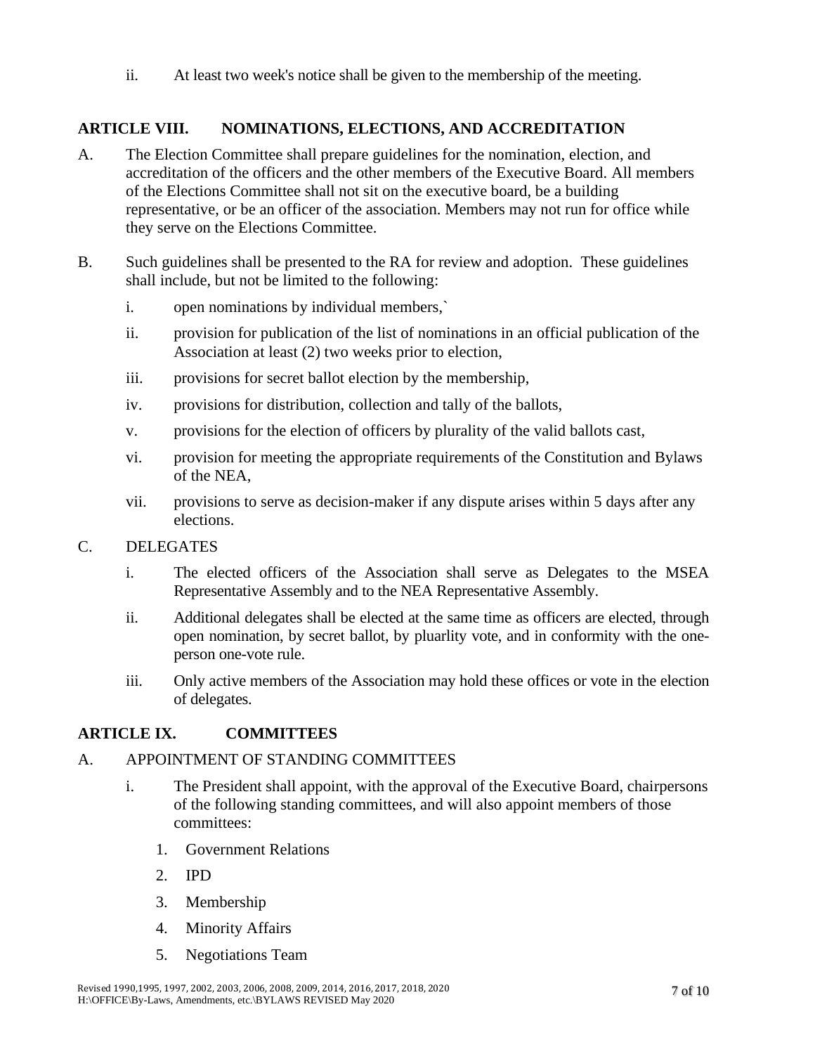ii. At least two week's notice shall be given to the membership of the meeting.

## ARTICLE VIII. NOMINATIONS, ELECTIONS, AND ACCREDITATION

A. The Election Committee shall prepare guidelines for the nomination, election, and accreditation of the officers and the other members of the Executive Board. All members of the Elections Committee shall not sit on the executive board, be a building representative, or be an officer of the association. Members may not run for office while they serve on the Elections Committee.

B. Such guidelines shall be presented to the RA for review and adoption. These guidelines shall include, but not be limited to the following:

   i. open nominations by individual members,`

   ii. provision for publication of the list of nominations in an official publication of the Association at least (2) two weeks prior to election,

   iii. provisions for secret ballot election by the membership,

   iv. provisions for distribution, collection and tally of the ballots,

   v. provisions for the election of officers by plurality of the valid ballots cast,

   vi. provision for meeting the appropriate requirements of the Constitution and Bylaws of the NEA,

   vii. provisions to serve as decision-maker if any dispute arises within 5 days after any elections.

C. DELEGATES

   i. The elected officers of the Association shall serve as Delegates to the MSEA Representative Assembly and to the NEA Representative Assembly.

   ii. Additional delegates shall be elected at the same time as officers are elected, through open nomination, by secret ballot, by pluarlity vote, and in conformity with the one-person one-vote rule.

   iii. Only active members of the Association may hold these offices or vote in the election of delegates.

## ARTICLE IX. COMMITTEES

A. APPOINTMENT OF STANDING COMMITTEES

   i. The President shall appoint, with the approval of the Executive Board, chairpersons of the following standing committees, and will also appoint members of those committees:

      1. Government Relations
      2. IPD
      3. Membership
      4. Minority Affairs
      5. Negotiations Team

Revised 1990,1995, 1997, 2002, 2003, 2006, 2008, 2009, 2014, 2016, 2017, 2018, 2020
H:\OFFICE\By-Laws, Amendments, etc.\BYLAWS REVISED May 2020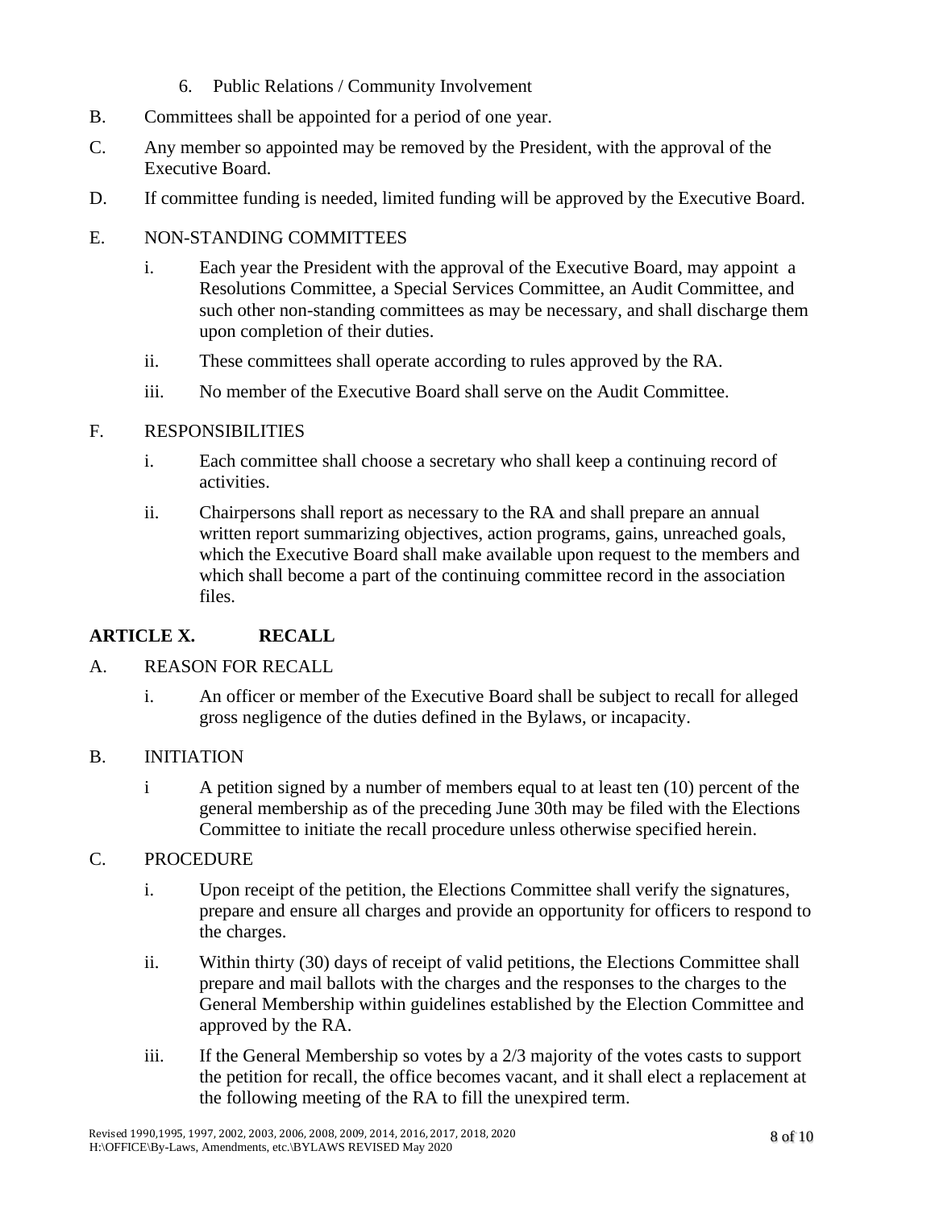6. Public Relations / Community Involvement

B. Committees shall be appointed for a period of one year.

C. Any member so appointed may be removed by the President, with the approval of the Executive Board.

D. If committee funding is needed, limited funding will be approved by the Executive Board.

E. NON-STANDING COMMITTEES

- i. Each year the President with the approval of the Executive Board, may appoint a Resolutions Committee, a Special Services Committee, an Audit Committee, and such other non-standing committees as may be necessary, and shall discharge them upon completion of their duties.
- ii. These committees shall operate according to rules approved by the RA.
- iii. No member of the Executive Board shall serve on the Audit Committee.

F. RESPONSIBILITIES

- i. Each committee shall choose a secretary who shall keep a continuing record of activities.
- ii. Chairpersons shall report as necessary to the RA and shall prepare an annual written report summarizing objectives, action programs, gains, unreached goals, which the Executive Board shall make available upon request to the members and which shall become a part of the continuing committee record in the association files.

## ARTICLE X. RECALL

A. REASON FOR RECALL

- i. An officer or member of the Executive Board shall be subject to recall for alleged gross negligence of the duties defined in the Bylaws, or incapacity.

B. INITIATION

- i A petition signed by a number of members equal to at least ten (10) percent of the general membership as of the preceding June 30th may be filed with the Elections Committee to initiate the recall procedure unless otherwise specified herein.

C. PROCEDURE

- i. Upon receipt of the petition, the Elections Committee shall verify the signatures, prepare and ensure all charges and provide an opportunity for officers to respond to the charges.
- ii. Within thirty (30) days of receipt of valid petitions, the Elections Committee shall prepare and mail ballots with the charges and the responses to the charges to the General Membership within guidelines established by the Election Committee and approved by the RA.
- iii. If the General Membership so votes by a 2/3 majority of the votes casts to support the petition for recall, the office becomes vacant, and it shall elect a replacement at the following meeting of the RA to fill the unexpired term.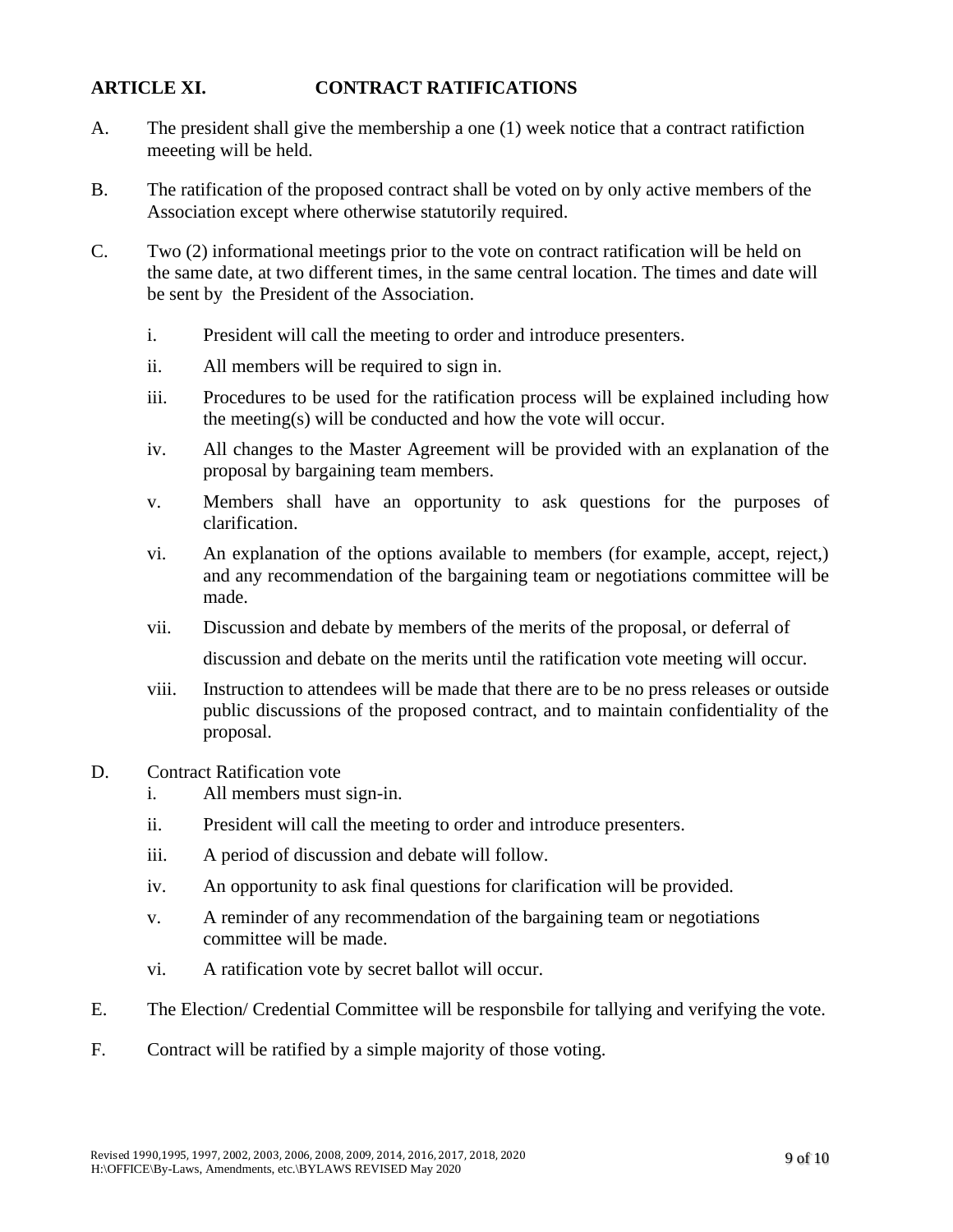## ARTICLE XI. CONTRACT RATIFICATIONS

A. The president shall give the membership a one (1) week notice that a contract ratifiction meeeting will be held.

B. The ratification of the proposed contract shall be voted on by only active members of the Association except where otherwise statutorily required.

C. Two (2) informational meetings prior to the vote on contract ratification will be held on the same date, at two different times, in the same central location. The times and date will be sent by the President of the Association.

  i. President will call the meeting to order and introduce presenters.

  ii. All members will be required to sign in.

  iii. Procedures to be used for the ratification process will be explained including how the meeting(s) will be conducted and how the vote will occur.

  iv. All changes to the Master Agreement will be provided with an explanation of the proposal by bargaining team members.

  v. Members shall have an opportunity to ask questions for the purposes of clarification.

  vi. An explanation of the options available to members (for example, accept, reject,) and any recommendation of the bargaining team or negotiations committee will be made.

  vii. Discussion and debate by members of the merits of the proposal, or deferral of discussion and debate on the merits until the ratification vote meeting will occur.

  viii. Instruction to attendees will be made that there are to be no press releases or outside public discussions of the proposed contract, and to maintain confidentiality of the proposal.

D. Contract Ratification vote

  i. All members must sign-in.

  ii. President will call the meeting to order and introduce presenters.

  iii. A period of discussion and debate will follow.

  iv. An opportunity to ask final questions for clarification will be provided.

  v. A reminder of any recommendation of the bargaining team or negotiations committee will be made.

  vi. A ratification vote by secret ballot will occur.

E. The Election/ Credential Committee will be responsbile for tallying and verifying the vote.

F. Contract will be ratified by a simple majority of those voting.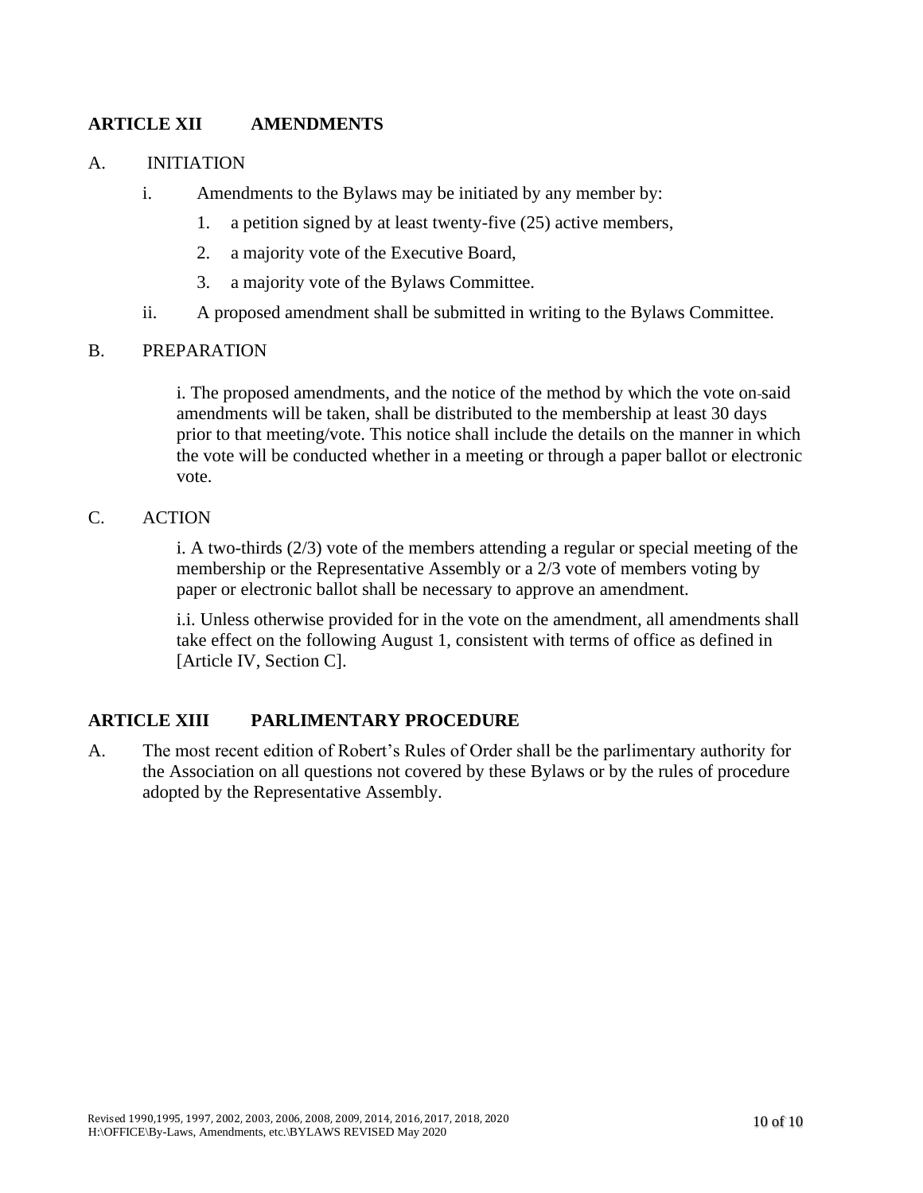## ARTICLE XII AMENDMENTS

A. INITIATION

i. Amendments to the Bylaws may be initiated by any member by:

1. a petition signed by at least twenty-five (25) active members,
2. a majority vote of the Executive Board,
3. a majority vote of the Bylaws Committee.

ii. A proposed amendment shall be submitted in writing to the Bylaws Committee.

B. PREPARATION

i. The proposed amendments, and the notice of the method by which the vote on said amendments will be taken, shall be distributed to the membership at least 30 days prior to that meeting/vote. This notice shall include the details on the manner in which the vote will be conducted whether in a meeting or through a paper ballot or electronic vote.

C. ACTION

i. A two-thirds (2/3) vote of the members attending a regular or special meeting of the membership or the Representative Assembly or a 2/3 vote of members voting by paper or electronic ballot shall be necessary to approve an amendment.

i.i. Unless otherwise provided for in the vote on the amendment, all amendments shall take effect on the following August 1, consistent with terms of office as defined in [Article IV, Section C].

## ARTICLE XIII PARLIMENTARY PROCEDURE

A. The most recent edition of Robert's Rules of Order shall be the parlimentary authority for the Association on all questions not covered by these Bylaws or by the rules of procedure adopted by the Representative Assembly.

Revised 1990,1995, 1997, 2002, 2003, 2006, 2008, 2009, 2014, 2016, 2017, 2018, 2020
H:\OFFICE\By-Laws, Amendments, etc.\BYLAWS REVISED May 2020